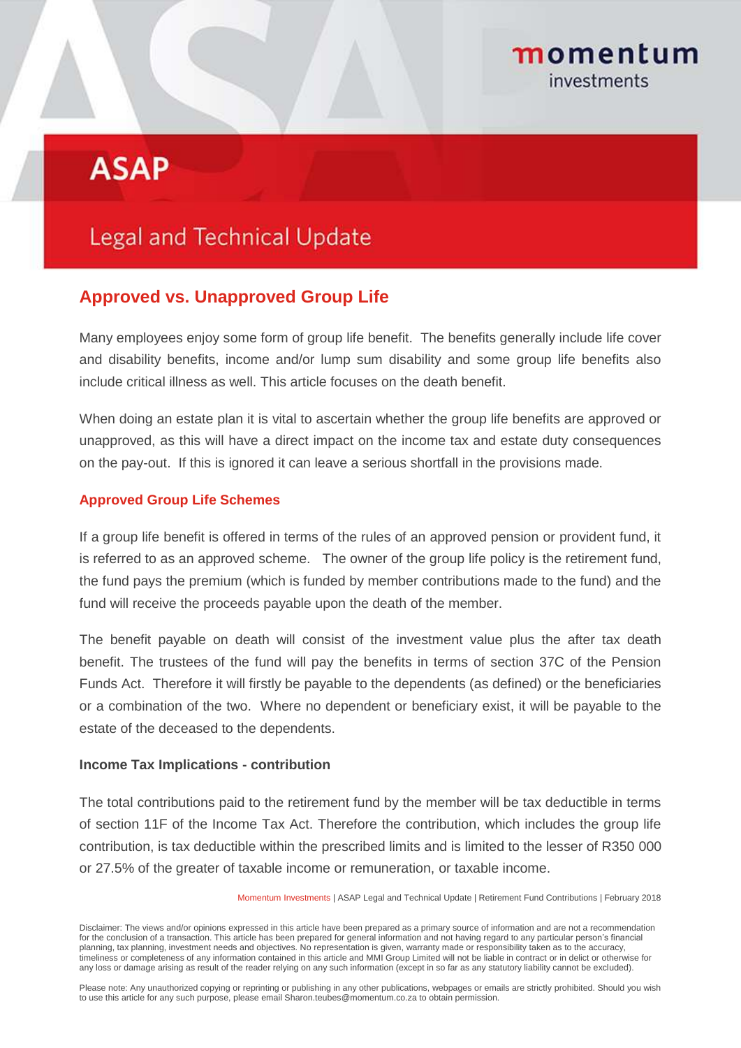# ASAP

## Legal and Technical Update

## Approved vs. Unapproved Group Life

Many employees enjoy some form of group life benefit. The benefits generally include life cover and disability benefits, income and/or lump sum disability and some group life benefits also include critical illness as well. This article focuses on the death benefit.

When doing an estate plan it is vital to ascertain whether the group life benefits are approved or unapproved, as this will have a direct impact on the income tax and estate duty consequences on the pay-out. If this is ignored it can leave a serious shortfall in the provisions made.

### Approved Group Life Schemes

If a group life benefit is offered in terms of the rules of an approved pension or provident fund, it is referred to as an approved scheme. The owner of the group life policy is the retirement fund, the fund pays the premium (which is funded by member contributions made to the fund) and the fund will receive the proceeds payable upon the death of the member.

The benefit payable on death will consist of the investment value plus the after tax death benefit. The trustees of the fund will pay the benefits in terms of section 37C of the Pension Funds Act. Therefore it will firstly be payable to the dependents (as defined) or the beneficiaries or a combination of the two. Where no dependent or beneficiary exist, it will be payable to the estate of the deceased to the dependents.

**Income Tax Implications - contribution**

The total contributions paid to the retirement fund by the member will be tax deductible in terms of section 11F of the Income Tax Act. Therefore the contribution, which includes the group life contribution, is tax deductible within the prescribed limits and is limited to the lesser of R350 000 or 27.5% of the greater of taxable income or remuneration, or taxable income.

Disclaimer: The views and/or opinions expressed in this article have been prepared as a primary source of information and are not a recommendation for the conclusion of a transaction. This article has been prepared for general information and not having regard to any particular person's financial planning, tax planning, investment needs and objectives. No representation is given, warranty made or responsibility taken as to the accuracy, timeliness or completeness of any information contained in this article and MMI Group Limited will not be liable in contract or in delict or otherwise for any loss or damage arising as result of the reader relying on any such information (except in so far as any statutory liability cannot be excluded).

Please note: Any unauthorized copying or reprinting or publishing in any other publications, webpages or emails are strictly prohibited. Should you wish to use this article for any such purpose, please email Sharon.teubes@momentum.co.za to obtain permission.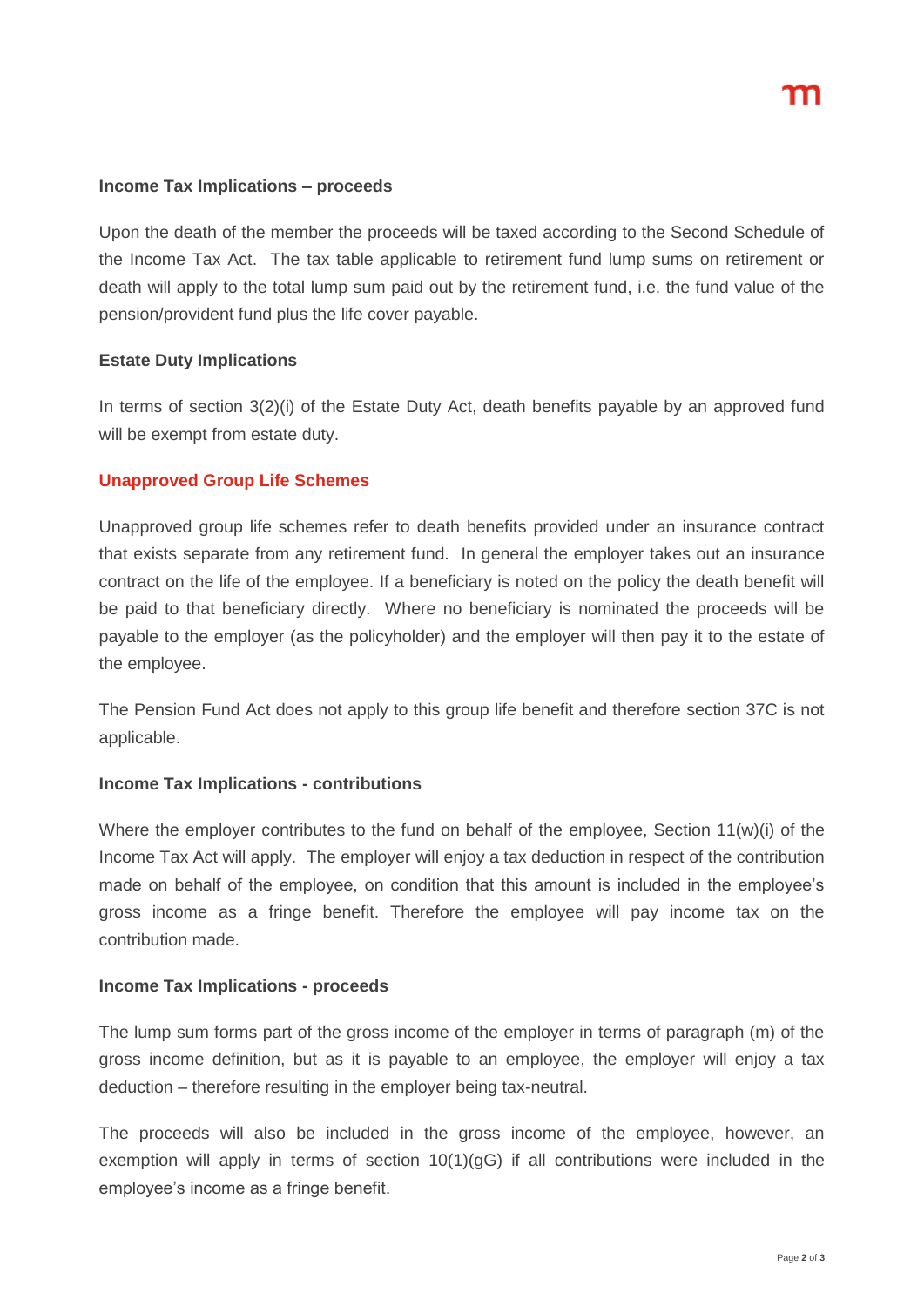**Income Tax Implications – proceeds**

Upon the death of the member the proceeds will be taxed according to the Second Schedule of the Income Tax Act. The tax table applicable to retirement fund lump sums on retirement or death will apply to the total lump sum paid out by the retirement fund, i.e. the fund value of the pension/provident fund plus the life cover payable.

**Estate Duty Implications**

In terms of section 3(2)(i) of the Estate Duty Act, death benefits payable by an approved fund will be exempt from estate duty.

## Unapproved Group Life Schemes

Unapproved group life schemes refer to death benefits provided under an insurance contract that exists separate from any retirement fund. In general the employer takes out an insurance contract on the life of the employee. If a beneficiary is noted on the policy the death benefit will be paid to that beneficiary directly. Where no beneficiary is nominated the proceeds will be payable to the employer (as the policyholder) and the employer will then pay it to the estate of the employee.

The Pension Fund Act does not apply to this group life benefit and therefore section 37C is not applicable.

**Income Tax Implications - contributions**

Where the employer contributes to the fund on behalf of the employee, Section 11(w)(i) of the Income Tax Act will apply. The employer will enjoy a tax deduction in respect of the contribution made on behalf of the employee, on condition that this amount is included in the employee's gross income as a fringe benefit. Therefore the employee will pay income tax on the contribution made.

**Income Tax Implications - proceeds**

The lump sum forms part of the gross income of the employer in terms of paragraph (m) of the gross income definition, but as it is payable to an employee, the employer will enjoy a tax deduction – therefore resulting in the employer being tax-neutral.

The proceeds will also be included in the gross income of the employee, however, an exemption will apply in terms of section 10(1)(gG) if all contributions were included in the employee's income as a fringe benefit.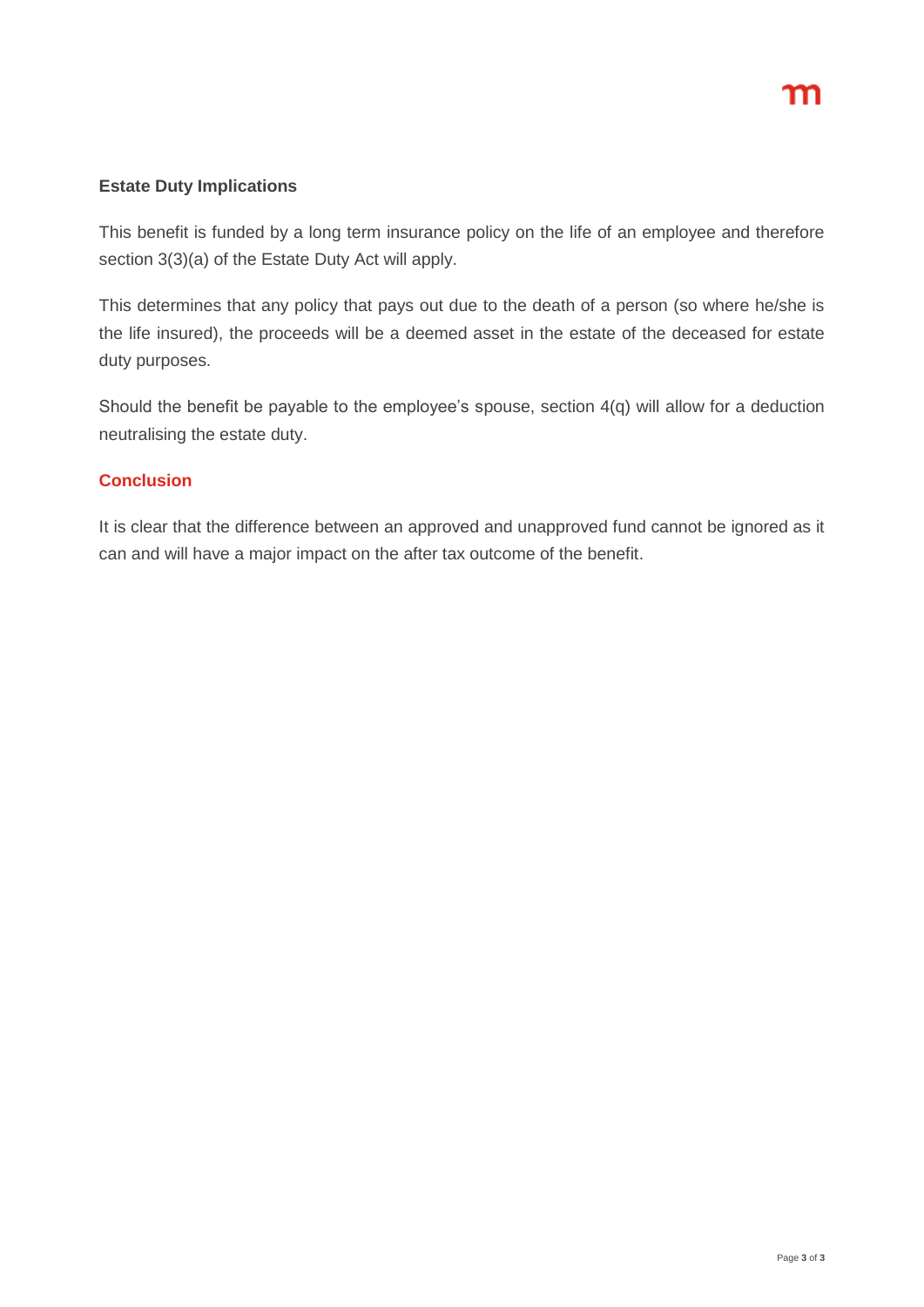**Estate Duty Implications**

This benefit is funded by a long term insurance policy on the life of an employee and therefore section 3(3)(a) of the Estate Duty Act will apply.

This determines that any policy that pays out due to the death of a person (so where he/she is the life insured), the proceeds will be a deemed asset in the estate of the deceased for estate duty purposes.

Should the benefit be payable to the employee's spouse, section 4(q) will allow for a deduction neutralising the estate duty.

## Conclusion

It is clear that the difference between an approved and unapproved fund cannot be ignored as it can and will have a major impact on the after tax outcome of the benefit.